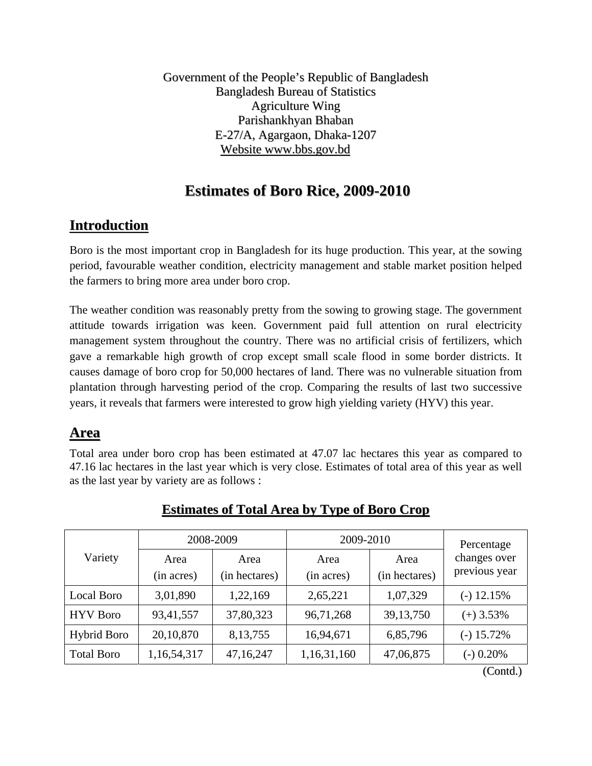Government of the People's Republic of Bangladesh
Bangladesh Bureau of Statistics
Agriculture Wing
Parishankhyan Bhaban
E-27/A, Agargaon, Dhaka-1207
Website www.bbs.gov.bd

# Estimates of Boro Rice, 2009-2010

## Introduction

Boro is the most important crop in Bangladesh for its huge production. This year, at the sowing period, favourable weather condition, electricity management and stable market position helped the farmers to bring more area under boro crop.

The weather condition was reasonably pretty from the sowing to growing stage. The government attitude towards irrigation was keen. Government paid full attention on rural electricity management system throughout the country. There was no artificial crisis of fertilizers, which gave a remarkable high growth of crop except small scale flood in some border districts. It causes damage of boro crop for 50,000 hectares of land. There was no vulnerable situation from plantation through harvesting period of the crop. Comparing the results of last two successive years, it reveals that farmers were interested to grow high yielding variety (HYV) this year.

## Area

Total area under boro crop has been estimated at 47.07 lac hectares this year as compared to 47.16 lac hectares in the last year which is very close. Estimates of total area of this year as well as the last year by variety are as follows :

### Estimates of Total Area by Type of Boro Crop

| Variety | 2008-2009 | | 2009-2010 | | Percentage changes over previous year |
|---|---|---|---|---|---|
| | Area (in acres) | Area (in hectares) | Area (in acres) | Area (in hectares) | |
| Local Boro | 3,01,890 | 1,22,169 | 2,65,221 | 1,07,329 | (-) 12.15% |
| HYV Boro | 93,41,557 | 37,80,323 | 96,71,268 | 39,13,750 | (+) 3.53% |
| Hybrid Boro | 20,10,870 | 8,13,755 | 16,94,671 | 6,85,796 | (-) 15.72% |
| Total Boro | 1,16,54,317 | 47,16,247 | 1,16,31,160 | 47,06,875 | (-) 0.20% |

(Contd.)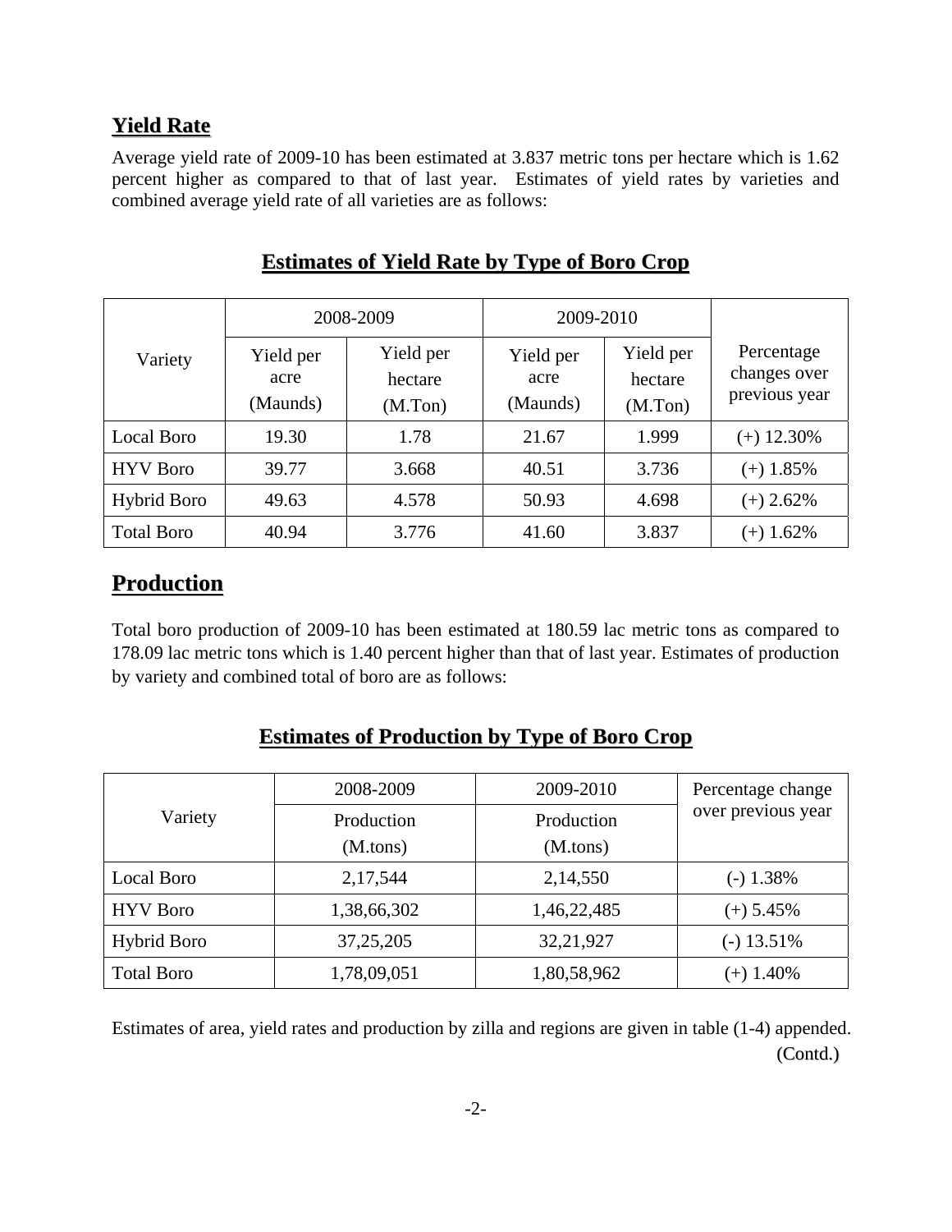## Yield Rate

Average yield rate of 2009-10 has been estimated at 3.837 metric tons per hectare which is 1.62 percent higher as compared to that of last year. Estimates of yield rates by varieties and combined average yield rate of all varieties are as follows:

### Estimates of Yield Rate by Type of Boro Crop

| Variety | 2008-2009 | | 2009-2010 | | Percentage changes over previous year |
|---|---|---|---|---|---|
| | Yield per acre (Maunds) | Yield per hectare (M.Ton) | Yield per acre (Maunds) | Yield per hectare (M.Ton) | |
| Local Boro | 19.30 | 1.78 | 21.67 | 1.999 | (+) 12.30% |
| HYV Boro | 39.77 | 3.668 | 40.51 | 3.736 | (+) 1.85% |
| Hybrid Boro | 49.63 | 4.578 | 50.93 | 4.698 | (+) 2.62% |
| Total Boro | 40.94 | 3.776 | 41.60 | 3.837 | (+) 1.62% |

## Production

Total boro production of 2009-10 has been estimated at 180.59 lac metric tons as compared to 178.09 lac metric tons which is 1.40 percent higher than that of last year. Estimates of production by variety and combined total of boro are as follows:

### Estimates of Production by Type of Boro Crop

| Variety | 2008-2009 | 2009-2010 | Percentage change over previous year |
|---|---|---|---|
| | Production (M.tons) | Production (M.tons) | |
| Local Boro | 2,17,544 | 2,14,550 | (-) 1.38% |
| HYV Boro | 1,38,66,302 | 1,46,22,485 | (+) 5.45% |
| Hybrid Boro | 37,25,205 | 32,21,927 | (-) 13.51% |
| Total Boro | 1,78,09,051 | 1,80,58,962 | (+) 1.40% |

Estimates of area, yield rates and production by zilla and regions are given in table (1-4) appended.

(Contd.)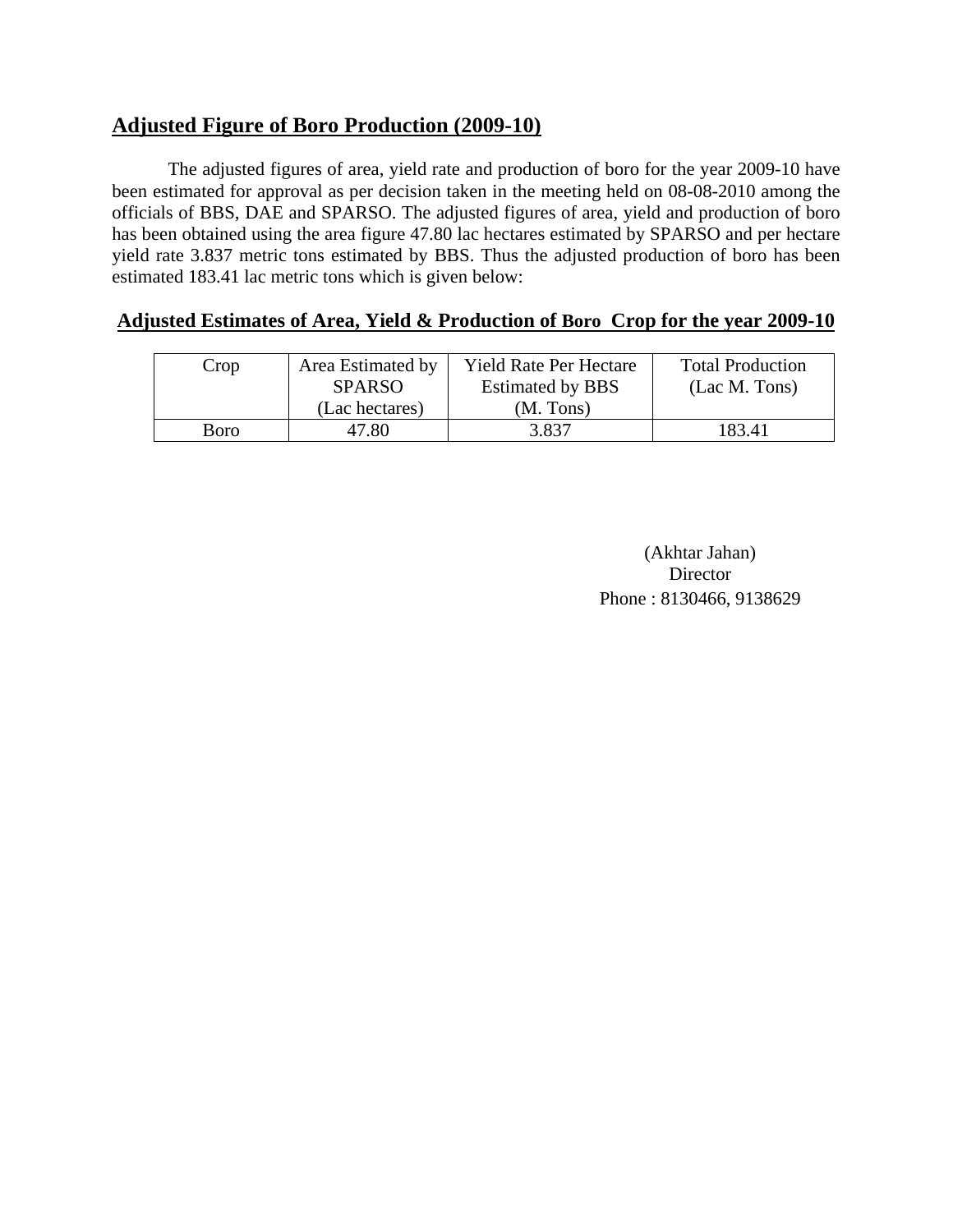## Adjusted Figure of Boro Production (2009-10)

The adjusted figures of area, yield rate and production of boro for the year 2009-10 have been estimated for approval as per decision taken in the meeting held on 08-08-2010 among the officials of BBS, DAE and SPARSO. The adjusted figures of area, yield and production of boro has been obtained using the area figure 47.80 lac hectares estimated by SPARSO and per hectare yield rate 3.837 metric tons estimated by BBS. Thus the adjusted production of boro has been estimated 183.41 lac metric tons which is given below:

### Adjusted Estimates of Area, Yield & Production of Boro Crop for the year 2009-10

| Crop | Area Estimated by SPARSO (Lac hectares) | Yield Rate Per Hectare Estimated by BBS (M. Tons) | Total Production (Lac M. Tons) |
|---|---|---|---|
| Boro | 47.80 | 3.837 | 183.41 |

(Akhtar Jahan)
Director
Phone : 8130466, 9138629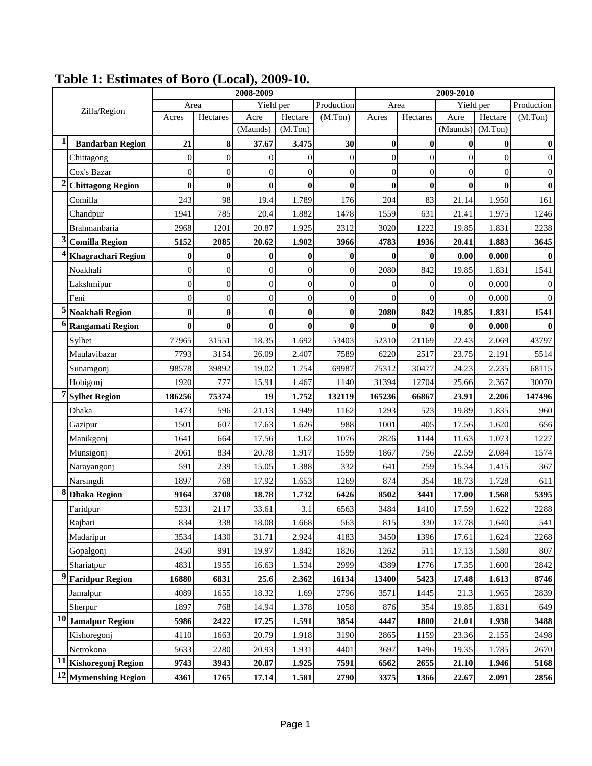# Table 1: Estimates of Boro (Local), 2009-10.

| | Zilla/Region | 2008-2009 | | | | | 2009-2010 | | | | |
|---|---|---|---|---|---|---|---|---|---|---|---|
| | | Area | | Yield per | | Production | Area | | Yield per | | Production |
| | | Acres | Hectares | Acre (Maunds) | Hectare (M.Ton) | (M.Ton) | Acres | Hectares | Acre (Maunds) | Hectare (M.Ton) | (M.Ton) |
| 1 | **Bandarban Region** | **21** | **8** | **37.67** | **3.475** | **30** | **0** | **0** | **0** | **0** | **0** |
| | Chittagong | 0 | 0 | 0 | 0 | 0 | 0 | 0 | 0 | 0 | 0 |
| | Cox's Bazar | 0 | 0 | 0 | 0 | 0 | 0 | 0 | 0 | 0 | 0 |
| 2 | **Chittagong Region** | **0** | **0** | **0** | **0** | **0** | **0** | **0** | **0** | **0** | **0** |
| | Comilla | 243 | 98 | 19.4 | 1.789 | 176 | 204 | 83 | 21.14 | 1.950 | 161 |
| | Chandpur | 1941 | 785 | 20.4 | 1.882 | 1478 | 1559 | 631 | 21.41 | 1.975 | 1246 |
| | Brahmanbaria | 2968 | 1201 | 20.87 | 1.925 | 2312 | 3020 | 1222 | 19.85 | 1.831 | 2238 |
| 3 | **Comilla Region** | **5152** | **2085** | **20.62** | **1.902** | **3966** | **4783** | **1936** | **20.41** | **1.883** | **3645** |
| 4 | **Khagrachari Region** | **0** | **0** | **0** | **0** | **0** | **0** | **0** | **0.00** | **0.000** | **0** |
| | Noakhali | 0 | 0 | 0 | 0 | 0 | 2080 | 842 | 19.85 | 1.831 | 1541 |
| | Lakshmipur | 0 | 0 | 0 | 0 | 0 | 0 | 0 | 0 | 0.000 | 0 |
| | Feni | 0 | 0 | 0 | 0 | 0 | 0 | 0 | 0 | 0.000 | 0 |
| 5 | **Noakhali Region** | **0** | **0** | **0** | **0** | **0** | **2080** | **842** | **19.85** | **1.831** | **1541** |
| 6 | **Rangamati Region** | **0** | **0** | **0** | **0** | **0** | **0** | **0** | **0** | **0.000** | **0** |
| | Sylhet | 77965 | 31551 | 18.35 | 1.692 | 53403 | 52310 | 21169 | 22.43 | 2.069 | 43797 |
| | Maulavibazar | 7793 | 3154 | 26.09 | 2.407 | 7589 | 6220 | 2517 | 23.75 | 2.191 | 5514 |
| | Sunamgonj | 98578 | 39892 | 19.02 | 1.754 | 69987 | 75312 | 30477 | 24.23 | 2.235 | 68115 |
| | Hobigonj | 1920 | 777 | 15.91 | 1.467 | 1140 | 31394 | 12704 | 25.66 | 2.367 | 30070 |
| 7 | **Sylhet Region** | **186256** | **75374** | **19** | **1.752** | **132119** | **165236** | **66867** | **23.91** | **2.206** | **147496** |
| | Dhaka | 1473 | 596 | 21.13 | 1.949 | 1162 | 1293 | 523 | 19.89 | 1.835 | 960 |
| | Gazipur | 1501 | 607 | 17.63 | 1.626 | 988 | 1001 | 405 | 17.56 | 1.620 | 656 |
| | Manikgonj | 1641 | 664 | 17.56 | 1.62 | 1076 | 2826 | 1144 | 11.63 | 1.073 | 1227 |
| | Munsigonj | 2061 | 834 | 20.78 | 1.917 | 1599 | 1867 | 756 | 22.59 | 2.084 | 1574 |
| | Narayangonj | 591 | 239 | 15.05 | 1.388 | 332 | 641 | 259 | 15.34 | 1.415 | 367 |
| | Narsingdi | 1897 | 768 | 17.92 | 1.653 | 1269 | 874 | 354 | 18.73 | 1.728 | 611 |
| 8 | **Dhaka Region** | **9164** | **3708** | **18.78** | **1.732** | **6426** | **8502** | **3441** | **17.00** | **1.568** | **5395** |
| | Faridpur | 5231 | 2117 | 33.61 | 3.1 | 6563 | 3484 | 1410 | 17.59 | 1.622 | 2288 |
| | Rajbari | 834 | 338 | 18.08 | 1.668 | 563 | 815 | 330 | 17.78 | 1.640 | 541 |
| | Madaripur | 3534 | 1430 | 31.71 | 2.924 | 4183 | 3450 | 1396 | 17.61 | 1.624 | 2268 |
| | Gopalgonj | 2450 | 991 | 19.97 | 1.842 | 1826 | 1262 | 511 | 17.13 | 1.580 | 807 |
| | Shariatpur | 4831 | 1955 | 16.63 | 1.534 | 2999 | 4389 | 1776 | 17.35 | 1.600 | 2842 |
| 9 | **Faridpur Region** | **16880** | **6831** | **25.6** | **2.362** | **16134** | **13400** | **5423** | **17.48** | **1.613** | **8746** |
| | Jamalpur | 4089 | 1655 | 18.32 | 1.69 | 2796 | 3571 | 1445 | 21.3 | 1.965 | 2839 |
| | Sherpur | 1897 | 768 | 14.94 | 1.378 | 1058 | 876 | 354 | 19.85 | 1.831 | 649 |
| 10 | **Jamalpur Region** | **5986** | **2422** | **17.25** | **1.591** | **3854** | **4447** | **1800** | **21.01** | **1.938** | **3488** |
| | Kishoregonj | 4110 | 1663 | 20.79 | 1.918 | 3190 | 2865 | 1159 | 23.36 | 2.155 | 2498 |
| | Netrokona | 5633 | 2280 | 20.93 | 1.931 | 4401 | 3697 | 1496 | 19.35 | 1.785 | 2670 |
| 11 | **Kishoregonj Region** | **9743** | **3943** | **20.87** | **1.925** | **7591** | **6562** | **2655** | **21.10** | **1.946** | **5168** |
| 12 | **Mymenshing Region** | **4361** | **1765** | **17.14** | **1.581** | **2790** | **3375** | **1366** | **22.67** | **2.091** | **2856** |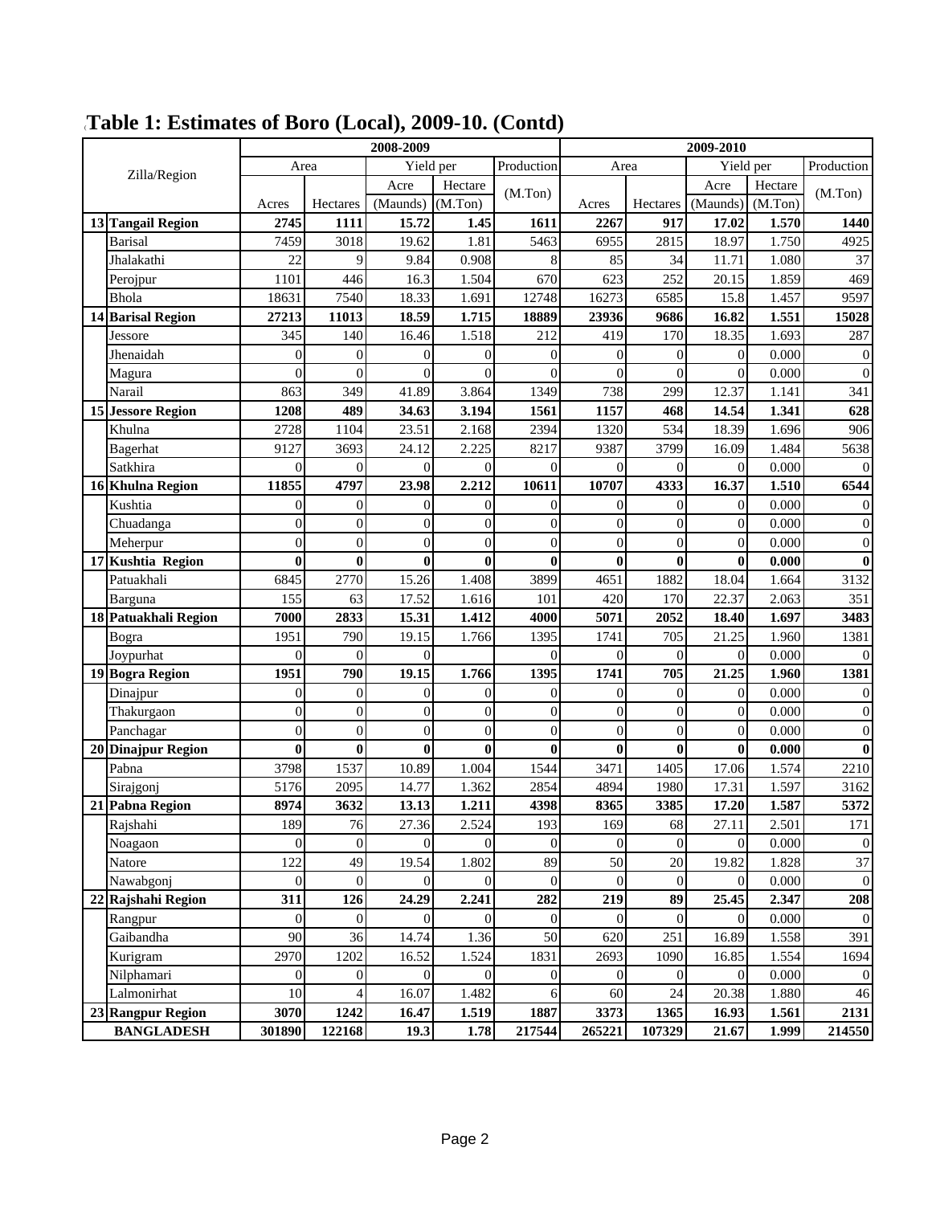## Table 1: Estimates of Boro (Local), 2009-10. (Contd)

| | Zilla/Region | 2008-2009 | | | | | 2009-2010 | | | | |
|---|---|---|---|---|---|---|---|---|---|---|---|
| | | Area | | Yield per | | Production | Area | | Yield per | | Production |
| | | Acres | Hectares | Acre (Maunds) | Hectare (M.Ton) | (M.Ton) | Acres | Hectares | Acre (Maunds) | Hectare (M.Ton) | (M.Ton) |
| **13** | **Tangail Region** | **2745** | **1111** | **15.72** | **1.45** | **1611** | **2267** | **917** | **17.02** | **1.570** | **1440** |
| | Barisal | 7459 | 3018 | 19.62 | 1.81 | 5463 | 6955 | 2815 | 18.97 | 1.750 | 4925 |
| | Jhalakathi | 22 | 9 | 9.84 | 0.908 | 8 | 85 | 34 | 11.71 | 1.080 | 37 |
| | Perojpur | 1101 | 446 | 16.3 | 1.504 | 670 | 623 | 252 | 20.15 | 1.859 | 469 |
| | Bhola | 18631 | 7540 | 18.33 | 1.691 | 12748 | 16273 | 6585 | 15.8 | 1.457 | 9597 |
| **14** | **Barisal Region** | **27213** | **11013** | **18.59** | **1.715** | **18889** | **23936** | **9686** | **16.82** | **1.551** | **15028** |
| | Jessore | 345 | 140 | 16.46 | 1.518 | 212 | 419 | 170 | 18.35 | 1.693 | 287 |
| | Jhenaidah | 0 | 0 | 0 | 0 | 0 | 0 | 0 | 0 | 0.000 | 0 |
| | Magura | 0 | 0 | 0 | 0 | 0 | 0 | 0 | 0 | 0.000 | 0 |
| | Narail | 863 | 349 | 41.89 | 3.864 | 1349 | 738 | 299 | 12.37 | 1.141 | 341 |
| **15** | **Jessore Region** | **1208** | **489** | **34.63** | **3.194** | **1561** | **1157** | **468** | **14.54** | **1.341** | **628** |
| | Khulna | 2728 | 1104 | 23.51 | 2.168 | 2394 | 1320 | 534 | 18.39 | 1.696 | 906 |
| | Bagerhat | 9127 | 3693 | 24.12 | 2.225 | 8217 | 9387 | 3799 | 16.09 | 1.484 | 5638 |
| | Satkhira | 0 | 0 | 0 | 0 | 0 | 0 | 0 | 0 | 0.000 | 0 |
| **16** | **Khulna Region** | **11855** | **4797** | **23.98** | **2.212** | **10611** | **10707** | **4333** | **16.37** | **1.510** | **6544** |
| | Kushtia | 0 | 0 | 0 | 0 | 0 | 0 | 0 | 0 | 0.000 | 0 |
| | Chuadanga | 0 | 0 | 0 | 0 | 0 | 0 | 0 | 0 | 0.000 | 0 |
| | Meherpur | 0 | 0 | 0 | 0 | 0 | 0 | 0 | 0 | 0.000 | 0 |
| **17** | **Kushtia Region** | **0** | **0** | **0** | **0** | **0** | **0** | **0** | **0** | **0.000** | **0** |
| | Patuakhali | 6845 | 2770 | 15.26 | 1.408 | 3899 | 4651 | 1882 | 18.04 | 1.664 | 3132 |
| | Barguna | 155 | 63 | 17.52 | 1.616 | 101 | 420 | 170 | 22.37 | 2.063 | 351 |
| **18** | **Patuakhali Region** | **7000** | **2833** | **15.31** | **1.412** | **4000** | **5071** | **2052** | **18.40** | **1.697** | **3483** |
| | Bogra | 1951 | 790 | 19.15 | 1.766 | 1395 | 1741 | 705 | 21.25 | 1.960 | 1381 |
| | Joypurhat | 0 | 0 | 0 | | 0 | 0 | 0 | 0 | 0.000 | 0 |
| **19** | **Bogra Region** | **1951** | **790** | **19.15** | **1.766** | **1395** | **1741** | **705** | **21.25** | **1.960** | **1381** |
| | Dinajpur | 0 | 0 | 0 | 0 | 0 | 0 | 0 | 0 | 0.000 | 0 |
| | Thakurgaon | 0 | 0 | 0 | 0 | 0 | 0 | 0 | 0 | 0.000 | 0 |
| | Panchagar | 0 | 0 | 0 | 0 | 0 | 0 | 0 | 0 | 0.000 | 0 |
| **20** | **Dinajpur Region** | **0** | **0** | **0** | **0** | **0** | **0** | **0** | **0** | **0.000** | **0** |
| | Pabna | 3798 | 1537 | 10.89 | 1.004 | 1544 | 3471 | 1405 | 17.06 | 1.574 | 2210 |
| | Sirajgonj | 5176 | 2095 | 14.77 | 1.362 | 2854 | 4894 | 1980 | 17.31 | 1.597 | 3162 |
| **21** | **Pabna Region** | **8974** | **3632** | **13.13** | **1.211** | **4398** | **8365** | **3385** | **17.20** | **1.587** | **5372** |
| | Rajshahi | 189 | 76 | 27.36 | 2.524 | 193 | 169 | 68 | 27.11 | 2.501 | 171 |
| | Noagaon | 0 | 0 | 0 | 0 | 0 | 0 | 0 | 0 | 0.000 | 0 |
| | Natore | 122 | 49 | 19.54 | 1.802 | 89 | 50 | 20 | 19.82 | 1.828 | 37 |
| | Nawabgonj | 0 | 0 | 0 | 0 | 0 | 0 | 0 | 0 | 0.000 | 0 |
| **22** | **Rajshahi Region** | **311** | **126** | **24.29** | **2.241** | **282** | **219** | **89** | **25.45** | **2.347** | **208** |
| | Rangpur | 0 | 0 | 0 | 0 | 0 | 0 | 0 | 0 | 0.000 | 0 |
| | Gaibandha | 90 | 36 | 14.74 | 1.36 | 50 | 620 | 251 | 16.89 | 1.558 | 391 |
| | Kurigram | 2970 | 1202 | 16.52 | 1.524 | 1831 | 2693 | 1090 | 16.85 | 1.554 | 1694 |
| | Nilphamari | 0 | 0 | 0 | 0 | 0 | 0 | 0 | 0 | 0.000 | 0 |
| | Lalmonirhat | 10 | 4 | 16.07 | 1.482 | 6 | 60 | 24 | 20.38 | 1.880 | 46 |
| **23** | **Rangpur Region** | **3070** | **1242** | **16.47** | **1.519** | **1887** | **3373** | **1365** | **16.93** | **1.561** | **2131** |
| | **BANGLADESH** | **301890** | **122168** | **19.3** | **1.78** | **217544** | **265221** | **107329** | **21.67** | **1.999** | **214550** |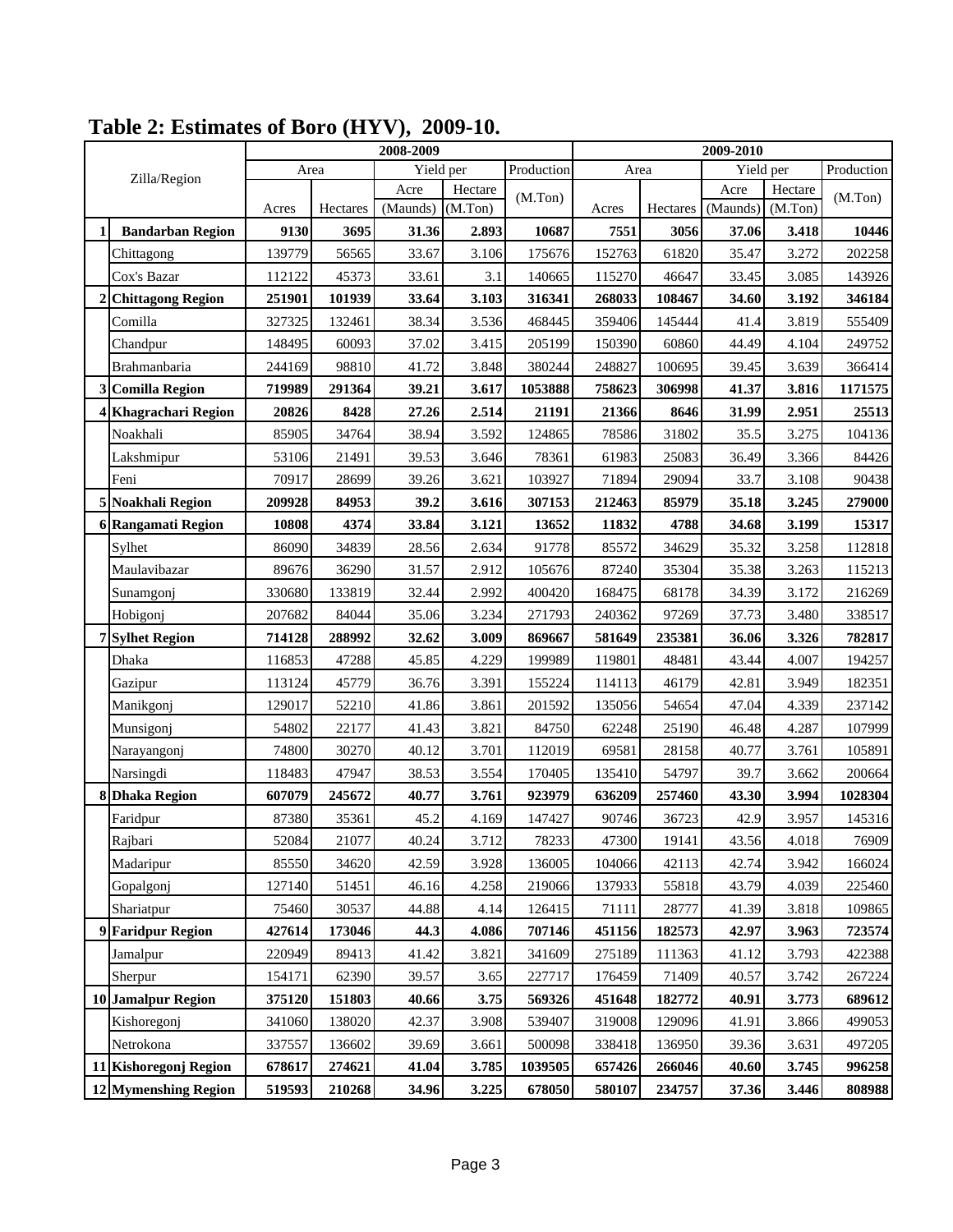# Table 2: Estimates of Boro (HYV), 2009-10.

| | Zilla/Region | 2008-2009 | | | | | 2009-2010 | | | | |
|---|---|---|---|---|---|---|---|---|---|---|---|
| | | Area | | Yield per | | Production | Area | | Yield per | | Production |
| | | Acres | Hectares | Acre (Maunds) | Hectare (M.Ton) | (M.Ton) | Acres | Hectares | Acre (Maunds) | Hectare (M.Ton) | (M.Ton) |
| **1** | **Bandarban Region** | **9130** | **3695** | **31.36** | **2.893** | **10687** | **7551** | **3056** | **37.06** | **3.418** | **10446** |
| | Chittagong | 139779 | 56565 | 33.67 | 3.106 | 175676 | 152763 | 61820 | 35.47 | 3.272 | 202258 |
| | Cox's Bazar | 112122 | 45373 | 33.61 | 3.1 | 140665 | 115270 | 46647 | 33.45 | 3.085 | 143926 |
| **2** | **Chittagong Region** | **251901** | **101939** | **33.64** | **3.103** | **316341** | **268033** | **108467** | **34.60** | **3.192** | **346184** |
| | Comilla | 327325 | 132461 | 38.34 | 3.536 | 468445 | 359406 | 145444 | 41.4 | 3.819 | 555409 |
| | Chandpur | 148495 | 60093 | 37.02 | 3.415 | 205199 | 150390 | 60860 | 44.49 | 4.104 | 249752 |
| | Brahmanbaria | 244169 | 98810 | 41.72 | 3.848 | 380244 | 248827 | 100695 | 39.45 | 3.639 | 366414 |
| **3** | **Comilla Region** | **719989** | **291364** | **39.21** | **3.617** | **1053888** | **758623** | **306998** | **41.37** | **3.816** | **1171575** |
| **4** | **Khagrachari Region** | **20826** | **8428** | **27.26** | **2.514** | **21191** | **21366** | **8646** | **31.99** | **2.951** | **25513** |
| | Noakhali | 85905 | 34764 | 38.94 | 3.592 | 124865 | 78586 | 31802 | 35.5 | 3.275 | 104136 |
| | Lakshmipur | 53106 | 21491 | 39.53 | 3.646 | 78361 | 61983 | 25083 | 36.49 | 3.366 | 84426 |
| | Feni | 70917 | 28699 | 39.26 | 3.621 | 103927 | 71894 | 29094 | 33.7 | 3.108 | 90438 |
| **5** | **Noakhali Region** | **209928** | **84953** | **39.2** | **3.616** | **307153** | **212463** | **85979** | **35.18** | **3.245** | **279000** |
| **6** | **Rangamati Region** | **10808** | **4374** | **33.84** | **3.121** | **13652** | **11832** | **4788** | **34.68** | **3.199** | **15317** |
| | Sylhet | 86090 | 34839 | 28.56 | 2.634 | 91778 | 85572 | 34629 | 35.32 | 3.258 | 112818 |
| | Maulavibazar | 89676 | 36290 | 31.57 | 2.912 | 105676 | 87240 | 35304 | 35.38 | 3.263 | 115213 |
| | Sunamgonj | 330680 | 133819 | 32.44 | 2.992 | 400420 | 168475 | 68178 | 34.39 | 3.172 | 216269 |
| | Hobigonj | 207682 | 84044 | 35.06 | 3.234 | 271793 | 240362 | 97269 | 37.73 | 3.480 | 338517 |
| **7** | **Sylhet Region** | **714128** | **288992** | **32.62** | **3.009** | **869667** | **581649** | **235381** | **36.06** | **3.326** | **782817** |
| | Dhaka | 116853 | 47288 | 45.85 | 4.229 | 199989 | 119801 | 48481 | 43.44 | 4.007 | 194257 |
| | Gazipur | 113124 | 45779 | 36.76 | 3.391 | 155224 | 114113 | 46179 | 42.81 | 3.949 | 182351 |
| | Manikgonj | 129017 | 52210 | 41.86 | 3.861 | 201592 | 135056 | 54654 | 47.04 | 4.339 | 237142 |
| | Munsigonj | 54802 | 22177 | 41.43 | 3.821 | 84750 | 62248 | 25190 | 46.48 | 4.287 | 107999 |
| | Narayangonj | 74800 | 30270 | 40.12 | 3.701 | 112019 | 69581 | 28158 | 40.77 | 3.761 | 105891 |
| | Narsingdi | 118483 | 47947 | 38.53 | 3.554 | 170405 | 135410 | 54797 | 39.7 | 3.662 | 200664 |
| **8** | **Dhaka Region** | **607079** | **245672** | **40.77** | **3.761** | **923979** | **636209** | **257460** | **43.30** | **3.994** | **1028304** |
| | Faridpur | 87380 | 35361 | 45.2 | 4.169 | 147427 | 90746 | 36723 | 42.9 | 3.957 | 145316 |
| | Rajbari | 52084 | 21077 | 40.24 | 3.712 | 78233 | 47300 | 19141 | 43.56 | 4.018 | 76909 |
| | Madaripur | 85550 | 34620 | 42.59 | 3.928 | 136005 | 104066 | 42113 | 42.74 | 3.942 | 166024 |
| | Gopalgonj | 127140 | 51451 | 46.16 | 4.258 | 219066 | 137933 | 55818 | 43.79 | 4.039 | 225460 |
| | Shariatpur | 75460 | 30537 | 44.88 | 4.14 | 126415 | 71111 | 28777 | 41.39 | 3.818 | 109865 |
| **9** | **Faridpur Region** | **427614** | **173046** | **44.3** | **4.086** | **707146** | **451156** | **182573** | **42.97** | **3.963** | **723574** |
| | Jamalpur | 220949 | 89413 | 41.42 | 3.821 | 341609 | 275189 | 111363 | 41.12 | 3.793 | 422388 |
| | Sherpur | 154171 | 62390 | 39.57 | 3.65 | 227717 | 176459 | 71409 | 40.57 | 3.742 | 267224 |
| **10** | **Jamalpur Region** | **375120** | **151803** | **40.66** | **3.75** | **569326** | **451648** | **182772** | **40.91** | **3.773** | **689612** |
| | Kishoregonj | 341060 | 138020 | 42.37 | 3.908 | 539407 | 319008 | 129096 | 41.91 | 3.866 | 499053 |
| | Netrokona | 337557 | 136602 | 39.69 | 3.661 | 500098 | 338418 | 136950 | 39.36 | 3.631 | 497205 |
| **11** | **Kishoregonj Region** | **678617** | **274621** | **41.04** | **3.785** | **1039505** | **657426** | **266046** | **40.60** | **3.745** | **996258** |
| **12** | **Mymenshing Region** | **519593** | **210268** | **34.96** | **3.225** | **678050** | **580107** | **234757** | **37.36** | **3.446** | **808988** |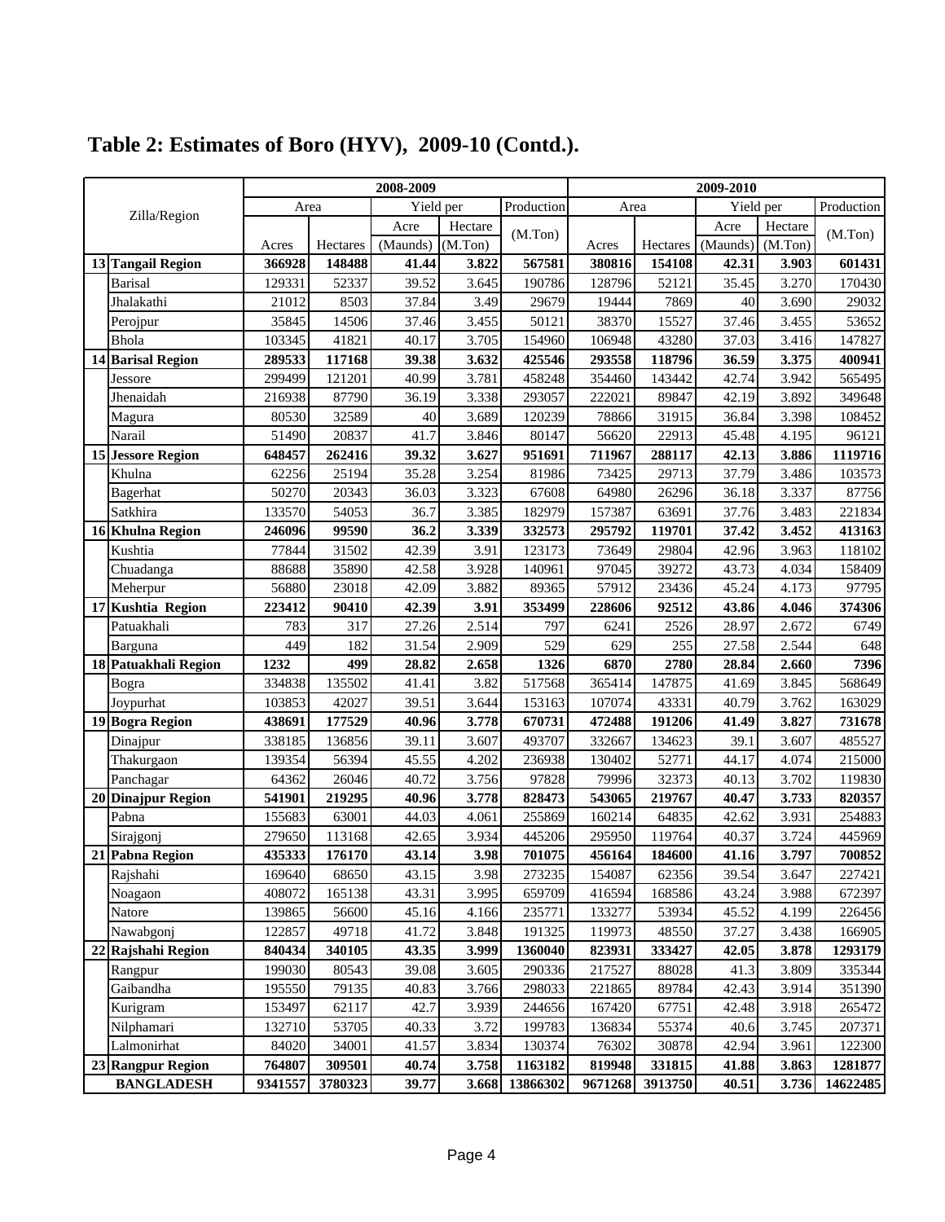# Table 2: Estimates of Boro (HYV), 2009-10 (Contd.).

| | Zilla/Region | 2008-2009 | | | | | 2009-2010 | | | | |
|---|---|---|---|---|---|---|---|---|---|---|---|
| | | Area | | Yield per | | Production | Area | | Yield per | | Production |
| | | Acres | Hectares | Acre (Maunds) | Hectare (M.Ton) | (M.Ton) | Acres | Hectares | Acre (Maunds) | Hectare (M.Ton) | (M.Ton) |
| **13** | **Tangail Region** | **366928** | **148488** | **41.44** | **3.822** | **567581** | **380816** | **154108** | **42.31** | **3.903** | **601431** |
| | Barisal | 129331 | 52337 | 39.52 | 3.645 | 190786 | 128796 | 52121 | 35.45 | 3.270 | 170430 |
| | Jhalakathi | 21012 | 8503 | 37.84 | 3.49 | 29679 | 19444 | 7869 | 40 | 3.690 | 29032 |
| | Perojpur | 35845 | 14506 | 37.46 | 3.455 | 50121 | 38370 | 15527 | 37.46 | 3.455 | 53652 |
| | Bhola | 103345 | 41821 | 40.17 | 3.705 | 154960 | 106948 | 43280 | 37.03 | 3.416 | 147827 |
| **14** | **Barisal Region** | **289533** | **117168** | **39.38** | **3.632** | **425546** | **293558** | **118796** | **36.59** | **3.375** | **400941** |
| | Jessore | 299499 | 121201 | 40.99 | 3.781 | 458248 | 354460 | 143442 | 42.74 | 3.942 | 565495 |
| | Jhenaidah | 216938 | 87790 | 36.19 | 3.338 | 293057 | 222021 | 89847 | 42.19 | 3.892 | 349648 |
| | Magura | 80530 | 32589 | 40 | 3.689 | 120239 | 78866 | 31915 | 36.84 | 3.398 | 108452 |
| | Narail | 51490 | 20837 | 41.7 | 3.846 | 80147 | 56620 | 22913 | 45.48 | 4.195 | 96121 |
| **15** | **Jessore Region** | **648457** | **262416** | **39.32** | **3.627** | **951691** | **711967** | **288117** | **42.13** | **3.886** | **1119716** |
| | Khulna | 62256 | 25194 | 35.28 | 3.254 | 81986 | 73425 | 29713 | 37.79 | 3.486 | 103573 |
| | Bagerhat | 50270 | 20343 | 36.03 | 3.323 | 67608 | 64980 | 26296 | 36.18 | 3.337 | 87756 |
| | Satkhira | 133570 | 54053 | 36.7 | 3.385 | 182979 | 157387 | 63691 | 37.76 | 3.483 | 221834 |
| **16** | **Khulna Region** | **246096** | **99590** | **36.2** | **3.339** | **332573** | **295792** | **119701** | **37.42** | **3.452** | **413163** |
| | Kushtia | 77844 | 31502 | 42.39 | 3.91 | 123173 | 73649 | 29804 | 42.96 | 3.963 | 118102 |
| | Chuadanga | 88688 | 35890 | 42.58 | 3.928 | 140961 | 97045 | 39272 | 43.73 | 4.034 | 158409 |
| | Meherpur | 56880 | 23018 | 42.09 | 3.882 | 89365 | 57912 | 23436 | 45.24 | 4.173 | 97795 |
| **17** | **Kushtia Region** | **223412** | **90410** | **42.39** | **3.91** | **353499** | **228606** | **92512** | **43.86** | **4.046** | **374306** |
| | Patuakhali | 783 | 317 | 27.26 | 2.514 | 797 | 6241 | 2526 | 28.97 | 2.672 | 6749 |
| | Barguna | 449 | 182 | 31.54 | 2.909 | 529 | 629 | 255 | 27.58 | 2.544 | 648 |
| **18** | **Patuakhali Region** | **1232** | **499** | **28.82** | **2.658** | **1326** | **6870** | **2780** | **28.84** | **2.660** | **7396** |
| | Bogra | 334838 | 135502 | 41.41 | 3.82 | 517568 | 365414 | 147875 | 41.69 | 3.845 | 568649 |
| | Joypurhat | 103853 | 42027 | 39.51 | 3.644 | 153163 | 107074 | 43331 | 40.79 | 3.762 | 163029 |
| **19** | **Bogra Region** | **438691** | **177529** | **40.96** | **3.778** | **670731** | **472488** | **191206** | **41.49** | **3.827** | **731678** |
| | Dinajpur | 338185 | 136856 | 39.11 | 3.607 | 493707 | 332667 | 134623 | 39.1 | 3.607 | 485527 |
| | Thakurgaon | 139354 | 56394 | 45.55 | 4.202 | 236938 | 130402 | 52771 | 44.17 | 4.074 | 215000 |
| | Panchagar | 64362 | 26046 | 40.72 | 3.756 | 97828 | 79996 | 32373 | 40.13 | 3.702 | 119830 |
| **20** | **Dinajpur Region** | **541901** | **219295** | **40.96** | **3.778** | **828473** | **543065** | **219767** | **40.47** | **3.733** | **820357** |
| | Pabna | 155683 | 63001 | 44.03 | 4.061 | 255869 | 160214 | 64835 | 42.62 | 3.931 | 254883 |
| | Sirajgonj | 279650 | 113168 | 42.65 | 3.934 | 445206 | 295950 | 119764 | 40.37 | 3.724 | 445969 |
| **21** | **Pabna Region** | **435333** | **176170** | **43.14** | **3.98** | **701075** | **456164** | **184600** | **41.16** | **3.797** | **700852** |
| | Rajshahi | 169640 | 68650 | 43.15 | 3.98 | 273235 | 154087 | 62356 | 39.54 | 3.647 | 227421 |
| | Noagaon | 408072 | 165138 | 43.31 | 3.995 | 659709 | 416594 | 168586 | 43.24 | 3.988 | 672397 |
| | Natore | 139865 | 56600 | 45.16 | 4.166 | 235771 | 133277 | 53934 | 45.52 | 4.199 | 226456 |
| | Nawabgonj | 122857 | 49718 | 41.72 | 3.848 | 191325 | 119973 | 48550 | 37.27 | 3.438 | 166905 |
| **22** | **Rajshahi Region** | **840434** | **340105** | **43.35** | **3.999** | **1360040** | **823931** | **333427** | **42.05** | **3.878** | **1293179** |
| | Rangpur | 199030 | 80543 | 39.08 | 3.605 | 290336 | 217527 | 88028 | 41.3 | 3.809 | 335344 |
| | Gaibandha | 195550 | 79135 | 40.83 | 3.766 | 298033 | 221865 | 89784 | 42.43 | 3.914 | 351390 |
| | Kurigram | 153497 | 62117 | 42.7 | 3.939 | 244656 | 167420 | 67751 | 42.48 | 3.918 | 265472 |
| | Nilphamari | 132710 | 53705 | 40.33 | 3.72 | 199783 | 136834 | 55374 | 40.6 | 3.745 | 207371 |
| | Lalmonirhat | 84020 | 34001 | 41.57 | 3.834 | 130374 | 76302 | 30878 | 42.94 | 3.961 | 122300 |
| **23** | **Rangpur Region** | **764807** | **309501** | **40.74** | **3.758** | **1163182** | **819948** | **331815** | **41.88** | **3.863** | **1281877** |
| | **BANGLADESH** | **9341557** | **3780323** | **39.77** | **3.668** | **13866302** | **9671268** | **3913750** | **40.51** | **3.736** | **14622485** |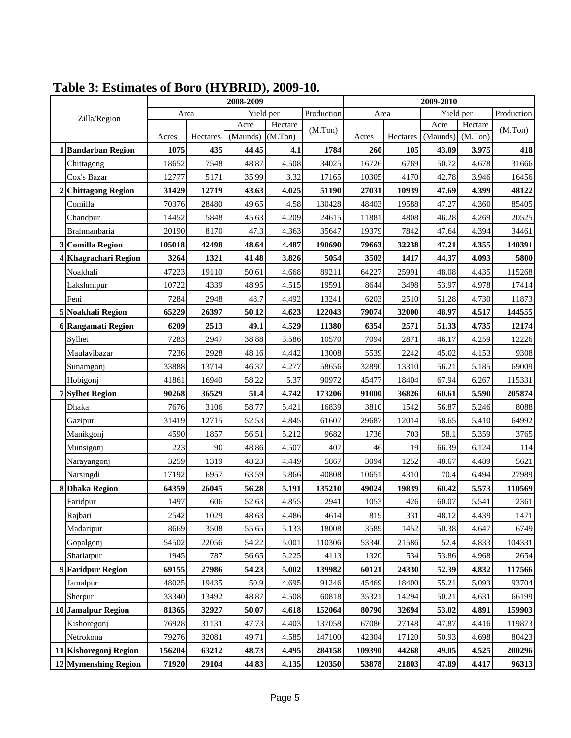# Table 3: Estimates of Boro (HYBRID), 2009-10.

| | Zilla/Region | 2008-2009 | | | | | 2009-2010 | | | | |
|---|---|---|---|---|---|---|---|---|---|---|---|
| | | Area | | Yield per | | Production | Area | | Yield per | | Production |
| | | Acres | Hectares | Acre (Maunds) | Hectare (M.Ton) | (M.Ton) | Acres | Hectares | Acre (Maunds) | Hectare (M.Ton) | (M.Ton) |
| **1** | **Bandarban Region** | **1075** | **435** | **44.45** | **4.1** | **1784** | **260** | **105** | **43.09** | **3.975** | **418** |
| | Chittagong | 18652 | 7548 | 48.87 | 4.508 | 34025 | 16726 | 6769 | 50.72 | 4.678 | 31666 |
| | Cox's Bazar | 12777 | 5171 | 35.99 | 3.32 | 17165 | 10305 | 4170 | 42.78 | 3.946 | 16456 |
| **2** | **Chittagong Region** | **31429** | **12719** | **43.63** | **4.025** | **51190** | **27031** | **10939** | **47.69** | **4.399** | **48122** |
| | Comilla | 70376 | 28480 | 49.65 | 4.58 | 130428 | 48403 | 19588 | 47.27 | 4.360 | 85405 |
| | Chandpur | 14452 | 5848 | 45.63 | 4.209 | 24615 | 11881 | 4808 | 46.28 | 4.269 | 20525 |
| | Brahmanbaria | 20190 | 8170 | 47.3 | 4.363 | 35647 | 19379 | 7842 | 47.64 | 4.394 | 34461 |
| **3** | **Comilla Region** | **105018** | **42498** | **48.64** | **4.487** | **190690** | **79663** | **32238** | **47.21** | **4.355** | **140391** |
| **4** | **Khagrachari Region** | **3264** | **1321** | **41.48** | **3.826** | **5054** | **3502** | **1417** | **44.37** | **4.093** | **5800** |
| | Noakhali | 47223 | 19110 | 50.61 | 4.668 | 89211 | 64227 | 25991 | 48.08 | 4.435 | 115268 |
| | Lakshmipur | 10722 | 4339 | 48.95 | 4.515 | 19591 | 8644 | 3498 | 53.97 | 4.978 | 17414 |
| | Feni | 7284 | 2948 | 48.7 | 4.492 | 13241 | 6203 | 2510 | 51.28 | 4.730 | 11873 |
| **5** | **Noakhali Region** | **65229** | **26397** | **50.12** | **4.623** | **122043** | **79074** | **32000** | **48.97** | **4.517** | **144555** |
| **6** | **Rangamati Region** | **6209** | **2513** | **49.1** | **4.529** | **11380** | **6354** | **2571** | **51.33** | **4.735** | **12174** |
| | Sylhet | 7283 | 2947 | 38.88 | 3.586 | 10570 | 7094 | 2871 | 46.17 | 4.259 | 12226 |
| | Maulavibazar | 7236 | 2928 | 48.16 | 4.442 | 13008 | 5539 | 2242 | 45.02 | 4.153 | 9308 |
| | Sunamgonj | 33888 | 13714 | 46.37 | 4.277 | 58656 | 32890 | 13310 | 56.21 | 5.185 | 69009 |
| | Hobigonj | 41861 | 16940 | 58.22 | 5.37 | 90972 | 45477 | 18404 | 67.94 | 6.267 | 115331 |
| **7** | **Sylhet Region** | **90268** | **36529** | **51.4** | **4.742** | **173206** | **91000** | **36826** | **60.61** | **5.590** | **205874** |
| | Dhaka | 7676 | 3106 | 58.77 | 5.421 | 16839 | 3810 | 1542 | 56.87 | 5.246 | 8088 |
| | Gazipur | 31419 | 12715 | 52.53 | 4.845 | 61607 | 29687 | 12014 | 58.65 | 5.410 | 64992 |
| | Manikgonj | 4590 | 1857 | 56.51 | 5.212 | 9682 | 1736 | 703 | 58.1 | 5.359 | 3765 |
| | Munsigonj | 223 | 90 | 48.86 | 4.507 | 407 | 46 | 19 | 66.39 | 6.124 | 114 |
| | Narayangonj | 3259 | 1319 | 48.23 | 4.449 | 5867 | 3094 | 1252 | 48.67 | 4.489 | 5621 |
| | Narsingdi | 17192 | 6957 | 63.59 | 5.866 | 40808 | 10651 | 4310 | 70.4 | 6.494 | 27989 |
| **8** | **Dhaka Region** | **64359** | **26045** | **56.28** | **5.191** | **135210** | **49024** | **19839** | **60.42** | **5.573** | **110569** |
| | Faridpur | 1497 | 606 | 52.63 | 4.855 | 2941 | 1053 | 426 | 60.07 | 5.541 | 2361 |
| | Rajbari | 2542 | 1029 | 48.63 | 4.486 | 4614 | 819 | 331 | 48.12 | 4.439 | 1471 |
| | Madaripur | 8669 | 3508 | 55.65 | 5.133 | 18008 | 3589 | 1452 | 50.38 | 4.647 | 6749 |
| | Gopalgonj | 54502 | 22056 | 54.22 | 5.001 | 110306 | 53340 | 21586 | 52.4 | 4.833 | 104331 |
| | Shariatpur | 1945 | 787 | 56.65 | 5.225 | 4113 | 1320 | 534 | 53.86 | 4.968 | 2654 |
| **9** | **Faridpur Region** | **69155** | **27986** | **54.23** | **5.002** | **139982** | **60121** | **24330** | **52.39** | **4.832** | **117566** |
| | Jamalpur | 48025 | 19435 | 50.9 | 4.695 | 91246 | 45469 | 18400 | 55.21 | 5.093 | 93704 |
| | Sherpur | 33340 | 13492 | 48.87 | 4.508 | 60818 | 35321 | 14294 | 50.21 | 4.631 | 66199 |
| **10** | **Jamalpur Region** | **81365** | **32927** | **50.07** | **4.618** | **152064** | **80790** | **32694** | **53.02** | **4.891** | **159903** |
| | Kishoregonj | 76928 | 31131 | 47.73 | 4.403 | 137058 | 67086 | 27148 | 47.87 | 4.416 | 119873 |
| | Netrokona | 79276 | 32081 | 49.71 | 4.585 | 147100 | 42304 | 17120 | 50.93 | 4.698 | 80423 |
| **11** | **Kishoregonj Region** | **156204** | **63212** | **48.73** | **4.495** | **284158** | **109390** | **44268** | **49.05** | **4.525** | **200296** |
| **12** | **Mymenshing Region** | **71920** | **29104** | **44.83** | **4.135** | **120350** | **53878** | **21803** | **47.89** | **4.417** | **96313** |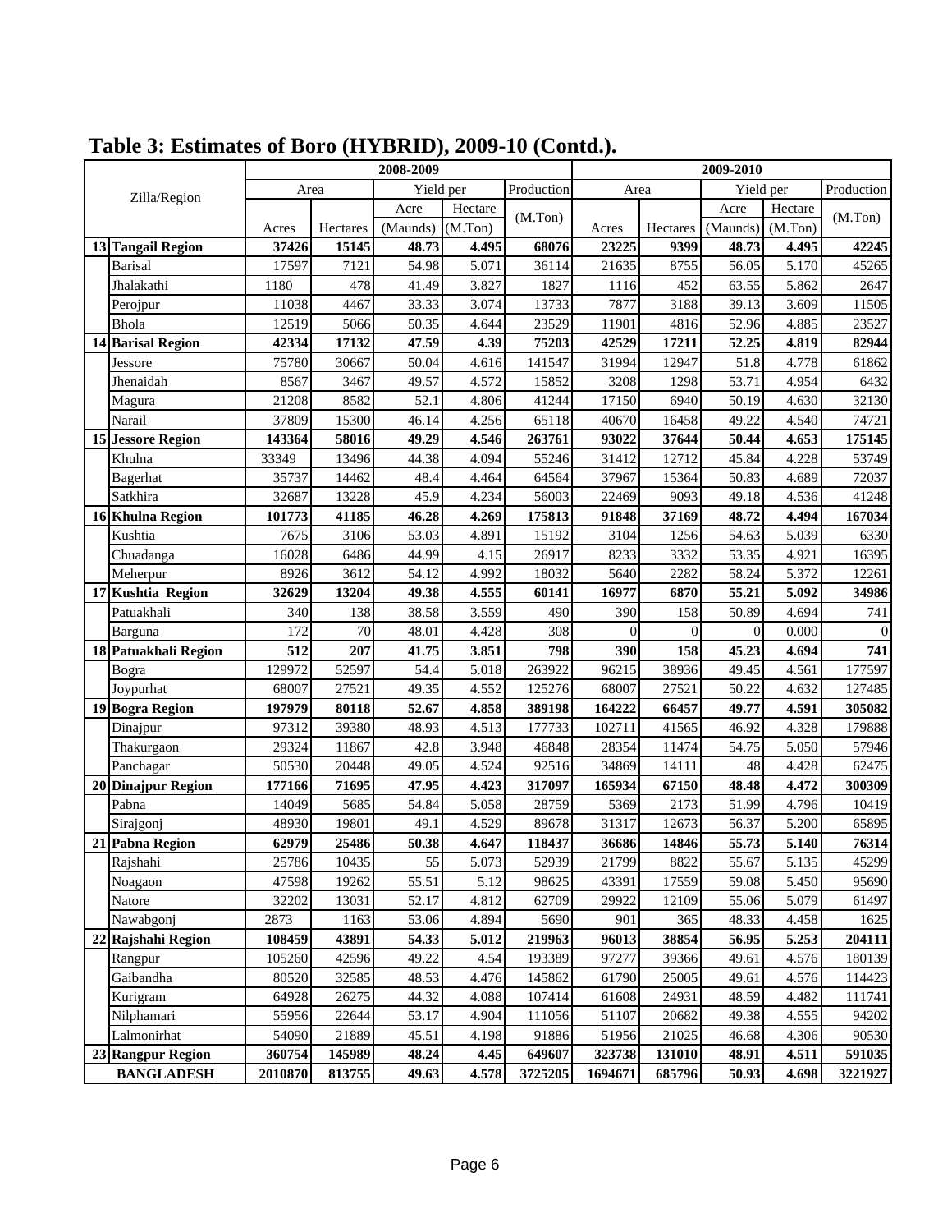# Table 3: Estimates of Boro (HYBRID), 2009-10 (Contd.).

| | Zilla/Region | 2008-2009 | | | | | 2009-2010 | | | | |
|---|---|---|---|---|---|---|---|---|---|---|---|
| | | Area | | Yield per | | Production | Area | | Yield per | | Production |
| | | | | Acre | Hectare | (M.Ton) | | | Acre | Hectare | (M.Ton) |
| | | Acres | Hectares | (Maunds) | (M.Ton) | | Acres | Hectares | (Maunds) | (M.Ton) | |
| **13** | **Tangail Region** | **37426** | **15145** | **48.73** | **4.495** | **68076** | **23225** | **9399** | **48.73** | **4.495** | **42245** |
| | Barisal | 17597 | 7121 | 54.98 | 5.071 | 36114 | 21635 | 8755 | 56.05 | 5.170 | 45265 |
| | Jhalakathi | 1180 | 478 | 41.49 | 3.827 | 1827 | 1116 | 452 | 63.55 | 5.862 | 2647 |
| | Perojpur | 11038 | 4467 | 33.33 | 3.074 | 13733 | 7877 | 3188 | 39.13 | 3.609 | 11505 |
| | Bhola | 12519 | 5066 | 50.35 | 4.644 | 23529 | 11901 | 4816 | 52.96 | 4.885 | 23527 |
| **14** | **Barisal Region** | **42334** | **17132** | **47.59** | **4.39** | **75203** | **42529** | **17211** | **52.25** | **4.819** | **82944** |
| | Jessore | 75780 | 30667 | 50.04 | 4.616 | 141547 | 31994 | 12947 | 51.8 | 4.778 | 61862 |
| | Jhenaidah | 8567 | 3467 | 49.57 | 4.572 | 15852 | 3208 | 1298 | 53.71 | 4.954 | 6432 |
| | Magura | 21208 | 8582 | 52.1 | 4.806 | 41244 | 17150 | 6940 | 50.19 | 4.630 | 32130 |
| | Narail | 37809 | 15300 | 46.14 | 4.256 | 65118 | 40670 | 16458 | 49.22 | 4.540 | 74721 |
| **15** | **Jessore Region** | **143364** | **58016** | **49.29** | **4.546** | **263761** | **93022** | **37644** | **50.44** | **4.653** | **175145** |
| | Khulna | 33349 | 13496 | 44.38 | 4.094 | 55246 | 31412 | 12712 | 45.84 | 4.228 | 53749 |
| | Bagerhat | 35737 | 14462 | 48.4 | 4.464 | 64564 | 37967 | 15364 | 50.83 | 4.689 | 72037 |
| | Satkhira | 32687 | 13228 | 45.9 | 4.234 | 56003 | 22469 | 9093 | 49.18 | 4.536 | 41248 |
| **16** | **Khulna Region** | **101773** | **41185** | **46.28** | **4.269** | **175813** | **91848** | **37169** | **48.72** | **4.494** | **167034** |
| | Kushtia | 7675 | 3106 | 53.03 | 4.891 | 15192 | 3104 | 1256 | 54.63 | 5.039 | 6330 |
| | Chuadanga | 16028 | 6486 | 44.99 | 4.15 | 26917 | 8233 | 3332 | 53.35 | 4.921 | 16395 |
| | Meherpur | 8926 | 3612 | 54.12 | 4.992 | 18032 | 5640 | 2282 | 58.24 | 5.372 | 12261 |
| **17** | **Kushtia Region** | **32629** | **13204** | **49.38** | **4.555** | **60141** | **16977** | **6870** | **55.21** | **5.092** | **34986** |
| | Patuakhali | 340 | 138 | 38.58 | 3.559 | 490 | 390 | 158 | 50.89 | 4.694 | 741 |
| | Barguna | 172 | 70 | 48.01 | 4.428 | 308 | 0 | 0 | 0 | 0.000 | 0 |
| **18** | **Patuakhali Region** | **512** | **207** | **41.75** | **3.851** | **798** | **390** | **158** | **45.23** | **4.694** | **741** |
| | Bogra | 129972 | 52597 | 54.4 | 5.018 | 263922 | 96215 | 38936 | 49.45 | 4.561 | 177597 |
| | Joypurhat | 68007 | 27521 | 49.35 | 4.552 | 125276 | 68007 | 27521 | 50.22 | 4.632 | 127485 |
| **19** | **Bogra Region** | **197979** | **80118** | **52.67** | **4.858** | **389198** | **164222** | **66457** | **49.77** | **4.591** | **305082** |
| | Dinajpur | 97312 | 39380 | 48.93 | 4.513 | 177733 | 102711 | 41565 | 46.92 | 4.328 | 179888 |
| | Thakurgaon | 29324 | 11867 | 42.8 | 3.948 | 46848 | 28354 | 11474 | 54.75 | 5.050 | 57946 |
| | Panchagar | 50530 | 20448 | 49.05 | 4.524 | 92516 | 34869 | 14111 | 48 | 4.428 | 62475 |
| **20** | **Dinajpur Region** | **177166** | **71695** | **47.95** | **4.423** | **317097** | **165934** | **67150** | **48.48** | **4.472** | **300309** |
| | Pabna | 14049 | 5685 | 54.84 | 5.058 | 28759 | 5369 | 2173 | 51.99 | 4.796 | 10419 |
| | Sirajgonj | 48930 | 19801 | 49.1 | 4.529 | 89678 | 31317 | 12673 | 56.37 | 5.200 | 65895 |
| **21** | **Pabna Region** | **62979** | **25486** | **50.38** | **4.647** | **118437** | **36686** | **14846** | **55.73** | **5.140** | **76314** |
| | Rajshahi | 25786 | 10435 | 55 | 5.073 | 52939 | 21799 | 8822 | 55.67 | 5.135 | 45299 |
| | Noagaon | 47598 | 19262 | 55.51 | 5.12 | 98625 | 43391 | 17559 | 59.08 | 5.450 | 95690 |
| | Natore | 32202 | 13031 | 52.17 | 4.812 | 62709 | 29922 | 12109 | 55.06 | 5.079 | 61497 |
| | Nawabgonj | 2873 | 1163 | 53.06 | 4.894 | 5690 | 901 | 365 | 48.33 | 4.458 | 1625 |
| **22** | **Rajshahi Region** | **108459** | **43891** | **54.33** | **5.012** | **219963** | **96013** | **38854** | **56.95** | **5.253** | **204111** |
| | Rangpur | 105260 | 42596 | 49.22 | 4.54 | 193389 | 97277 | 39366 | 49.61 | 4.576 | 180139 |
| | Gaibandha | 80520 | 32585 | 48.53 | 4.476 | 145862 | 61790 | 25005 | 49.61 | 4.576 | 114423 |
| | Kurigram | 64928 | 26275 | 44.32 | 4.088 | 107414 | 61608 | 24931 | 48.59 | 4.482 | 111741 |
| | Nilphamari | 55956 | 22644 | 53.17 | 4.904 | 111056 | 51107 | 20682 | 49.38 | 4.555 | 94202 |
| | Lalmonirhat | 54090 | 21889 | 45.51 | 4.198 | 91886 | 51956 | 21025 | 46.68 | 4.306 | 90530 |
| **23** | **Rangpur Region** | **360754** | **145989** | **48.24** | **4.45** | **649607** | **323738** | **131010** | **48.91** | **4.511** | **591035** |
| | **BANGLADESH** | **2010870** | **813755** | **49.63** | **4.578** | **3725205** | **1694671** | **685796** | **50.93** | **4.698** | **3221927** |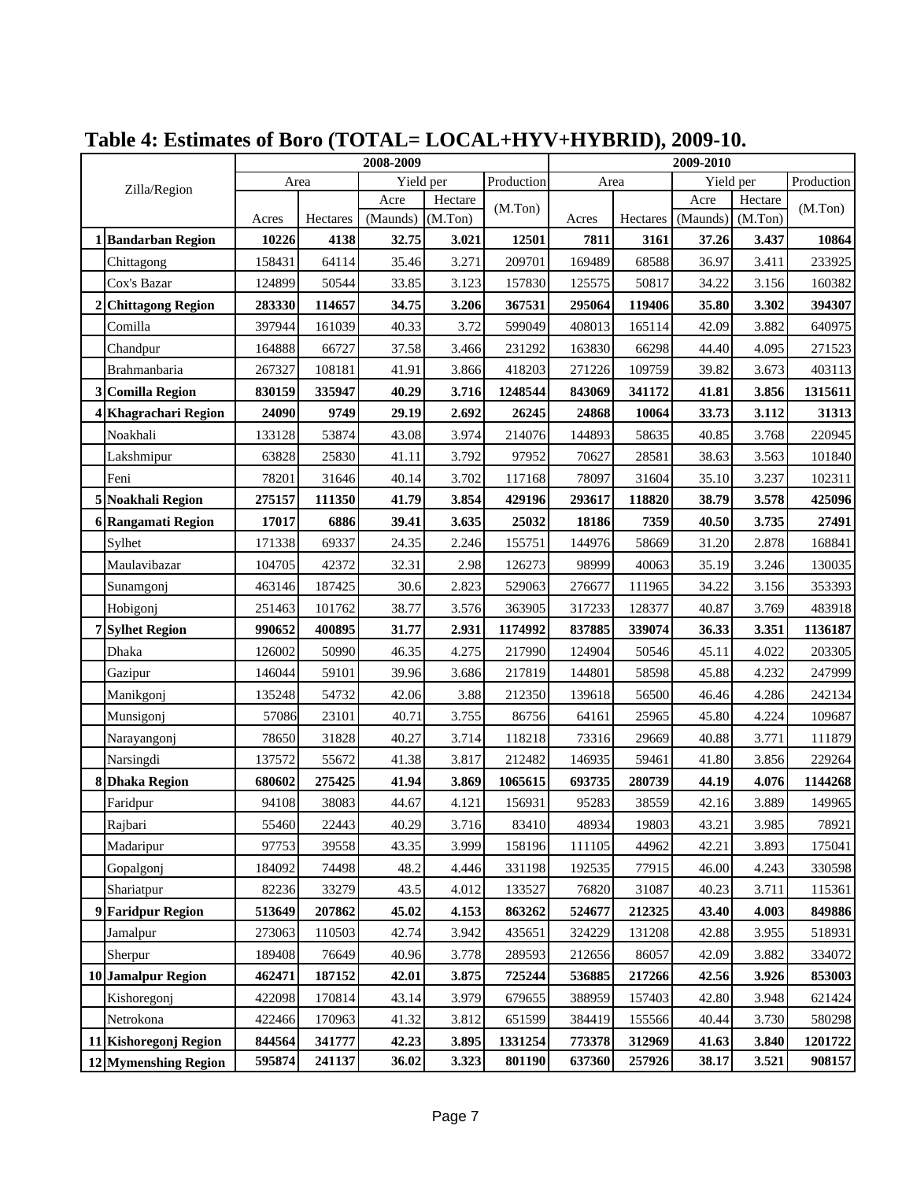# Table 4: Estimates of Boro (TOTAL= LOCAL+HYV+HYBRID), 2009-10.

| | Zilla/Region | 2008-2009 | | | | | 2009-2010 | | | | |
|---|---|---|---|---|---|---|---|---|---|---|---|
| | | Area | | Yield per | | Production | Area | | Yield per | | Production |
| | | Acres | Hectares | Acre (Maunds) | Hectare (M.Ton) | (M.Ton) | Acres | Hectares | Acre (Maunds) | Hectare (M.Ton) | (M.Ton) |
| **1** | **Bandarban Region** | **10226** | **4138** | **32.75** | **3.021** | **12501** | **7811** | **3161** | **37.26** | **3.437** | **10864** |
| | Chittagong | 158431 | 64114 | 35.46 | 3.271 | 209701 | 169489 | 68588 | 36.97 | 3.411 | 233925 |
| | Cox's Bazar | 124899 | 50544 | 33.85 | 3.123 | 157830 | 125575 | 50817 | 34.22 | 3.156 | 160382 |
| **2** | **Chittagong Region** | **283330** | **114657** | **34.75** | **3.206** | **367531** | **295064** | **119406** | **35.80** | **3.302** | **394307** |
| | Comilla | 397944 | 161039 | 40.33 | 3.72 | 599049 | 408013 | 165114 | 42.09 | 3.882 | 640975 |
| | Chandpur | 164888 | 66727 | 37.58 | 3.466 | 231292 | 163830 | 66298 | 44.40 | 4.095 | 271523 |
| | Brahmanbaria | 267327 | 108181 | 41.91 | 3.866 | 418203 | 271226 | 109759 | 39.82 | 3.673 | 403113 |
| **3** | **Comilla Region** | **830159** | **335947** | **40.29** | **3.716** | **1248544** | **843069** | **341172** | **41.81** | **3.856** | **1315611** |
| **4** | **Khagrachari Region** | **24090** | **9749** | **29.19** | **2.692** | **26245** | **24868** | **10064** | **33.73** | **3.112** | **31313** |
| | Noakhali | 133128 | 53874 | 43.08 | 3.974 | 214076 | 144893 | 58635 | 40.85 | 3.768 | 220945 |
| | Lakshmipur | 63828 | 25830 | 41.11 | 3.792 | 97952 | 70627 | 28581 | 38.63 | 3.563 | 101840 |
| | Feni | 78201 | 31646 | 40.14 | 3.702 | 117168 | 78097 | 31604 | 35.10 | 3.237 | 102311 |
| **5** | **Noakhali Region** | **275157** | **111350** | **41.79** | **3.854** | **429196** | **293617** | **118820** | **38.79** | **3.578** | **425096** |
| **6** | **Rangamati Region** | **17017** | **6886** | **39.41** | **3.635** | **25032** | **18186** | **7359** | **40.50** | **3.735** | **27491** |
| | Sylhet | 171338 | 69337 | 24.35 | 2.246 | 155751 | 144976 | 58669 | 31.20 | 2.878 | 168841 |
| | Maulavibazar | 104705 | 42372 | 32.31 | 2.98 | 126273 | 98999 | 40063 | 35.19 | 3.246 | 130035 |
| | Sunamgonj | 463146 | 187425 | 30.6 | 2.823 | 529063 | 276677 | 111965 | 34.22 | 3.156 | 353393 |
| | Hobigonj | 251463 | 101762 | 38.77 | 3.576 | 363905 | 317233 | 128377 | 40.87 | 3.769 | 483918 |
| **7** | **Sylhet Region** | **990652** | **400895** | **31.77** | **2.931** | **1174992** | **837885** | **339074** | **36.33** | **3.351** | **1136187** |
| | Dhaka | 126002 | 50990 | 46.35 | 4.275 | 217990 | 124904 | 50546 | 45.11 | 4.022 | 203305 |
| | Gazipur | 146044 | 59101 | 39.96 | 3.686 | 217819 | 144801 | 58598 | 45.88 | 4.232 | 247999 |
| | Manikgonj | 135248 | 54732 | 42.06 | 3.88 | 212350 | 139618 | 56500 | 46.46 | 4.286 | 242134 |
| | Munsigonj | 57086 | 23101 | 40.71 | 3.755 | 86756 | 64161 | 25965 | 45.80 | 4.224 | 109687 |
| | Narayangonj | 78650 | 31828 | 40.27 | 3.714 | 118218 | 73316 | 29669 | 40.88 | 3.771 | 111879 |
| | Narsingdi | 137572 | 55672 | 41.38 | 3.817 | 212482 | 146935 | 59461 | 41.80 | 3.856 | 229264 |
| **8** | **Dhaka Region** | **680602** | **275425** | **41.94** | **3.869** | **1065615** | **693735** | **280739** | **44.19** | **4.076** | **1144268** |
| | Faridpur | 94108 | 38083 | 44.67 | 4.121 | 156931 | 95283 | 38559 | 42.16 | 3.889 | 149965 |
| | Rajbari | 55460 | 22443 | 40.29 | 3.716 | 83410 | 48934 | 19803 | 43.21 | 3.985 | 78921 |
| | Madaripur | 97753 | 39558 | 43.35 | 3.999 | 158196 | 111105 | 44962 | 42.21 | 3.893 | 175041 |
| | Gopalgonj | 184092 | 74498 | 48.2 | 4.446 | 331198 | 192535 | 77915 | 46.00 | 4.243 | 330598 |
| | Shariatpur | 82236 | 33279 | 43.5 | 4.012 | 133527 | 76820 | 31087 | 40.23 | 3.711 | 115361 |
| **9** | **Faridpur Region** | **513649** | **207862** | **45.02** | **4.153** | **863262** | **524677** | **212325** | **43.40** | **4.003** | **849886** |
| | Jamalpur | 273063 | 110503 | 42.74 | 3.942 | 435651 | 324229 | 131208 | 42.88 | 3.955 | 518931 |
| | Sherpur | 189408 | 76649 | 40.96 | 3.778 | 289593 | 212656 | 86057 | 42.09 | 3.882 | 334072 |
| **10** | **Jamalpur Region** | **462471** | **187152** | **42.01** | **3.875** | **725244** | **536885** | **217266** | **42.56** | **3.926** | **853003** |
| | Kishoregonj | 422098 | 170814 | 43.14 | 3.979 | 679655 | 388959 | 157403 | 42.80 | 3.948 | 621424 |
| | Netrokona | 422466 | 170963 | 41.32 | 3.812 | 651599 | 384419 | 155566 | 40.44 | 3.730 | 580298 |
| **11** | **Kishoregonj Region** | **844564** | **341777** | **42.23** | **3.895** | **1331254** | **773378** | **312969** | **41.63** | **3.840** | **1201722** |
| **12** | **Mymenshing Region** | **595874** | **241137** | **36.02** | **3.323** | **801190** | **637360** | **257926** | **38.17** | **3.521** | **908157** |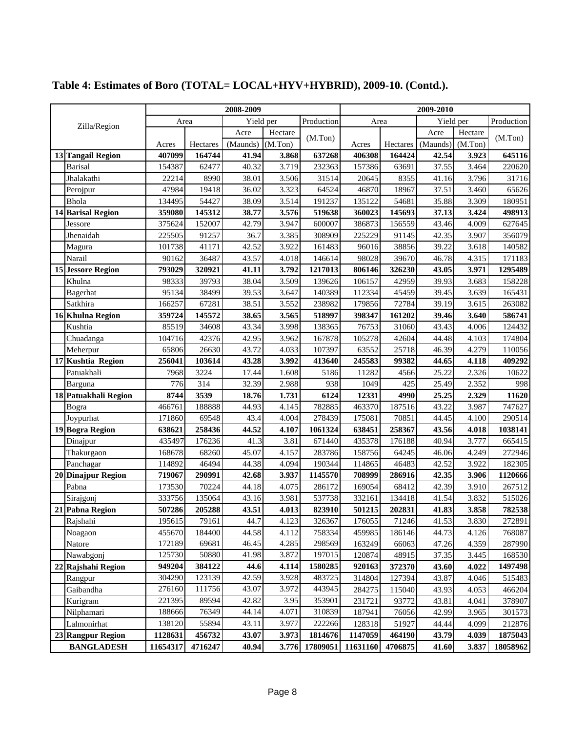## Table 4: Estimates of Boro (TOTAL= LOCAL+HYV+HYBRID), 2009-10. (Contd.).

| | Zilla/Region | 2008-2009 | | | | | 2009-2010 | | | | |
|---|---|---|---|---|---|---|---|---|---|---|---|
| | | Area | | Yield per | | Production | Area | | Yield per | | Production |
| | | Acres | Hectares | Acre (Maunds) | Hectare (M.Ton) | (M.Ton) | Acres | Hectares | Acre (Maunds) | Hectare (M.Ton) | (M.Ton) |
| **13** | **Tangail Region** | **407099** | **164744** | **41.94** | **3.868** | **637268** | **406308** | **164424** | **42.54** | **3.923** | **645116** |
| | Barisal | 154387 | 62477 | 40.32 | 3.719 | 232363 | 157386 | 63691 | 37.55 | 3.464 | 220620 |
| | Jhalakathi | 22214 | 8990 | 38.01 | 3.506 | 31514 | 20645 | 8355 | 41.16 | 3.796 | 31716 |
| | Perojpur | 47984 | 19418 | 36.02 | 3.323 | 64524 | 46870 | 18967 | 37.51 | 3.460 | 65626 |
| | Bhola | 134495 | 54427 | 38.09 | 3.514 | 191237 | 135122 | 54681 | 35.88 | 3.309 | 180951 |
| **14** | **Barisal Region** | **359080** | **145312** | **38.77** | **3.576** | **519638** | **360023** | **145693** | **37.13** | **3.424** | **498913** |
| | Jessore | 375624 | 152007 | 42.79 | 3.947 | 600007 | 386873 | 156559 | 43.46 | 4.009 | 627645 |
| | Jhenaidah | 225505 | 91257 | 36.7 | 3.385 | 308909 | 225229 | 91145 | 42.35 | 3.907 | 356079 |
| | Magura | 101738 | 41171 | 42.52 | 3.922 | 161483 | 96016 | 38856 | 39.22 | 3.618 | 140582 |
| | Narail | 90162 | 36487 | 43.57 | 4.018 | 146614 | 98028 | 39670 | 46.78 | 4.315 | 171183 |
| **15** | **Jessore Region** | **793029** | **320921** | **41.11** | **3.792** | **1217013** | **806146** | **326230** | **43.05** | **3.971** | **1295489** |
| | Khulna | 98333 | 39793 | 38.04 | 3.509 | 139626 | 106157 | 42959 | 39.93 | 3.683 | 158228 |
| | Bagerhat | 95134 | 38499 | 39.53 | 3.647 | 140389 | 112334 | 45459 | 39.45 | 3.639 | 165431 |
| | Satkhira | 166257 | 67281 | 38.51 | 3.552 | 238982 | 179856 | 72784 | 39.19 | 3.615 | 263082 |
| **16** | **Khulna Region** | **359724** | **145572** | **38.65** | **3.565** | **518997** | **398347** | **161202** | **39.46** | **3.640** | **586741** |
| | Kushtia | 85519 | 34608 | 43.34 | 3.998 | 138365 | 76753 | 31060 | 43.43 | 4.006 | 124432 |
| | Chuadanga | 104716 | 42376 | 42.95 | 3.962 | 167878 | 105278 | 42604 | 44.48 | 4.103 | 174804 |
| | Meherpur | 65806 | 26630 | 43.72 | 4.033 | 107397 | 63552 | 25718 | 46.39 | 4.279 | 110056 |
| **17** | **Kushtia Region** | **256041** | **103614** | **43.28** | **3.992** | **413640** | **245583** | **99382** | **44.65** | **4.118** | **409292** |
| | Patuakhali | 7968 | 3224 | 17.44 | 1.608 | 5186 | 11282 | 4566 | 25.22 | 2.326 | 10622 |
| | Barguna | 776 | 314 | 32.39 | 2.988 | 938 | 1049 | 425 | 25.49 | 2.352 | 998 |
| **18** | **Patuakhali Region** | **8744** | **3539** | **18.76** | **1.731** | **6124** | **12331** | **4990** | **25.25** | **2.329** | **11620** |
| | Bogra | 466761 | 188888 | 44.93 | 4.145 | 782885 | 463370 | 187516 | 43.22 | 3.987 | 747627 |
| | Joypurhat | 171860 | 69548 | 43.4 | 4.004 | 278439 | 175081 | 70851 | 44.45 | 4.100 | 290514 |
| **19** | **Bogra Region** | **638621** | **258436** | **44.52** | **4.107** | **1061324** | **638451** | **258367** | **43.56** | **4.018** | **1038141** |
| | Dinajpur | 435497 | 176236 | 41.3 | 3.81 | 671440 | 435378 | 176188 | 40.94 | 3.777 | 665415 |
| | Thakurgaon | 168678 | 68260 | 45.07 | 4.157 | 283786 | 158756 | 64245 | 46.06 | 4.249 | 272946 |
| | Panchagar | 114892 | 46494 | 44.38 | 4.094 | 190344 | 114865 | 46483 | 42.52 | 3.922 | 182305 |
| **20** | **Dinajpur Region** | **719067** | **290991** | **42.68** | **3.937** | **1145570** | **708999** | **286916** | **42.35** | **3.906** | **1120666** |
| | Pabna | 173530 | 70224 | 44.18 | 4.075 | 286172 | 169054 | 68412 | 42.39 | 3.910 | 267512 |
| | Sirajgonj | 333756 | 135064 | 43.16 | 3.981 | 537738 | 332161 | 134418 | 41.54 | 3.832 | 515026 |
| **21** | **Pabna Region** | **507286** | **205288** | **43.51** | **4.013** | **823910** | **501215** | **202831** | **41.83** | **3.858** | **782538** |
| | Rajshahi | 195615 | 79161 | 44.7 | 4.123 | 326367 | 176055 | 71246 | 41.53 | 3.830 | 272891 |
| | Noagaon | 455670 | 184400 | 44.58 | 4.112 | 758334 | 459985 | 186146 | 44.73 | 4.126 | 768087 |
| | Natore | 172189 | 69681 | 46.45 | 4.285 | 298569 | 163249 | 66063 | 47.26 | 4.359 | 287990 |
| | Nawabgonj | 125730 | 50880 | 41.98 | 3.872 | 197015 | 120874 | 48915 | 37.35 | 3.445 | 168530 |
| **22** | **Rajshahi Region** | **949204** | **384122** | **44.6** | **4.114** | **1580285** | **920163** | **372370** | **43.60** | **4.022** | **1497498** |
| | Rangpur | 304290 | 123139 | 42.59 | 3.928 | 483725 | 314804 | 127394 | 43.87 | 4.046 | 515483 |
| | Gaibandha | 276160 | 111756 | 43.07 | 3.972 | 443945 | 284275 | 115040 | 43.93 | 4.053 | 466204 |
| | Kurigram | 221395 | 89594 | 42.82 | 3.95 | 353901 | 231721 | 93772 | 43.81 | 4.041 | 378907 |
| | Nilphamari | 188666 | 76349 | 44.14 | 4.071 | 310839 | 187941 | 76056 | 42.99 | 3.965 | 301573 |
| | Lalmonirhat | 138120 | 55894 | 43.11 | 3.977 | 222266 | 128318 | 51927 | 44.44 | 4.099 | 212876 |
| **23** | **Rangpur Region** | **1128631** | **456732** | **43.07** | **3.973** | **1814676** | **1147059** | **464190** | **43.79** | **4.039** | **1875043** |
| | **BANGLADESH** | **11654317** | **4716247** | **40.94** | **3.776** | **17809051** | **11631160** | **4706875** | **41.60** | **3.837** | **18058962** |